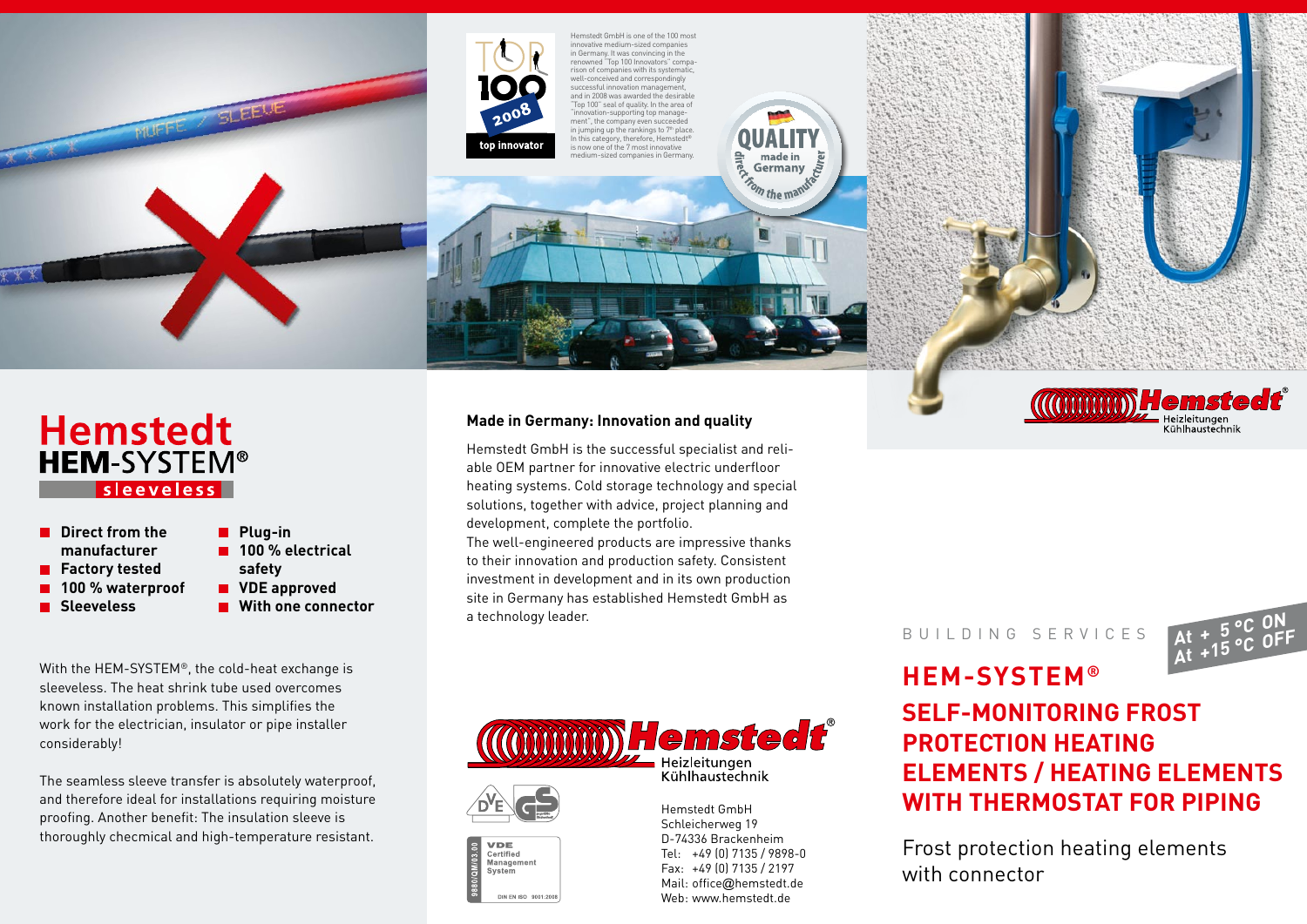# Hemstedt HEM-SYSTEM® sleeveless

- Direct from the manufacturer
- Factory tested
- 100 % waterproof
- Sleeveless
- Plug-in
- 100 % electrical safety
- VDE approved
- With one connector

With the HEM-SYSTEM®, the cold-heat exchange is sleeveless. The heat shrink tube used overcomes known installation problems. This simplifies the work for the electrician, insulator or pipe installer considerably!

The seamless sleeve transfer is absolutely waterproof, and therefore ideal for installations requiring moisture proofing. Another benefit: The insulation sleeve is thoroughly checmical and high-temperature resistant.

TOP 100 2008 top innovator

Hemstedt GmbH is one of the 100 most innovative medium-sized companies in Germany. It was convincing in the renowned "Top 100 Innovators" comparison of companies with its systematic, well-conceived and correspondingly successful innovation management, and in 2008 was awarded the desirable "Top 100" seal of quality. In the area of "innovation-supporting top management", the company even succeeded in jumping up the rankings to 7th place. In this category, therefore, Hemstedt® is now one of the 7 most innovative medium-sized companies in Germany.

QUALITY made in Germany – direct from the manufacturer

## Made in Germany: Innovation and quality

Hemstedt GmbH is the successful specialist and reliable OEM partner for innovative electric underfloor heating systems. Cold storage technology and special solutions, together with advice, project planning and development, complete the portfolio.
The well-engineered products are impressive thanks to their innovation and production safety. Consistent investment in development and in its own production site in Germany has established Hemstedt GmbH as a technology leader.

Hemstedt® Heizleitungen Kühlhaustechnik

VDE Certified Management System DIN EN ISO 9001:2008

Hemstedt GmbH
Schleicherweg 19
D-74336 Brackenheim
Tel: +49 (0) 7135 / 9898-0
Fax: +49 (0) 7135 / 2197
Mail: office@hemstedt.de
Web: www.hemstedt.de

B U I L D I N G S E R V I C E S

At + 5 °C ON
At +15 °C OFF

# HEM-SYSTEM®

## SELF-MONITORING FROST PROTECTION HEATING ELEMENTS / HEATING ELEMENTS WITH THERMOSTAT FOR PIPING

Frost protection heating elements with connector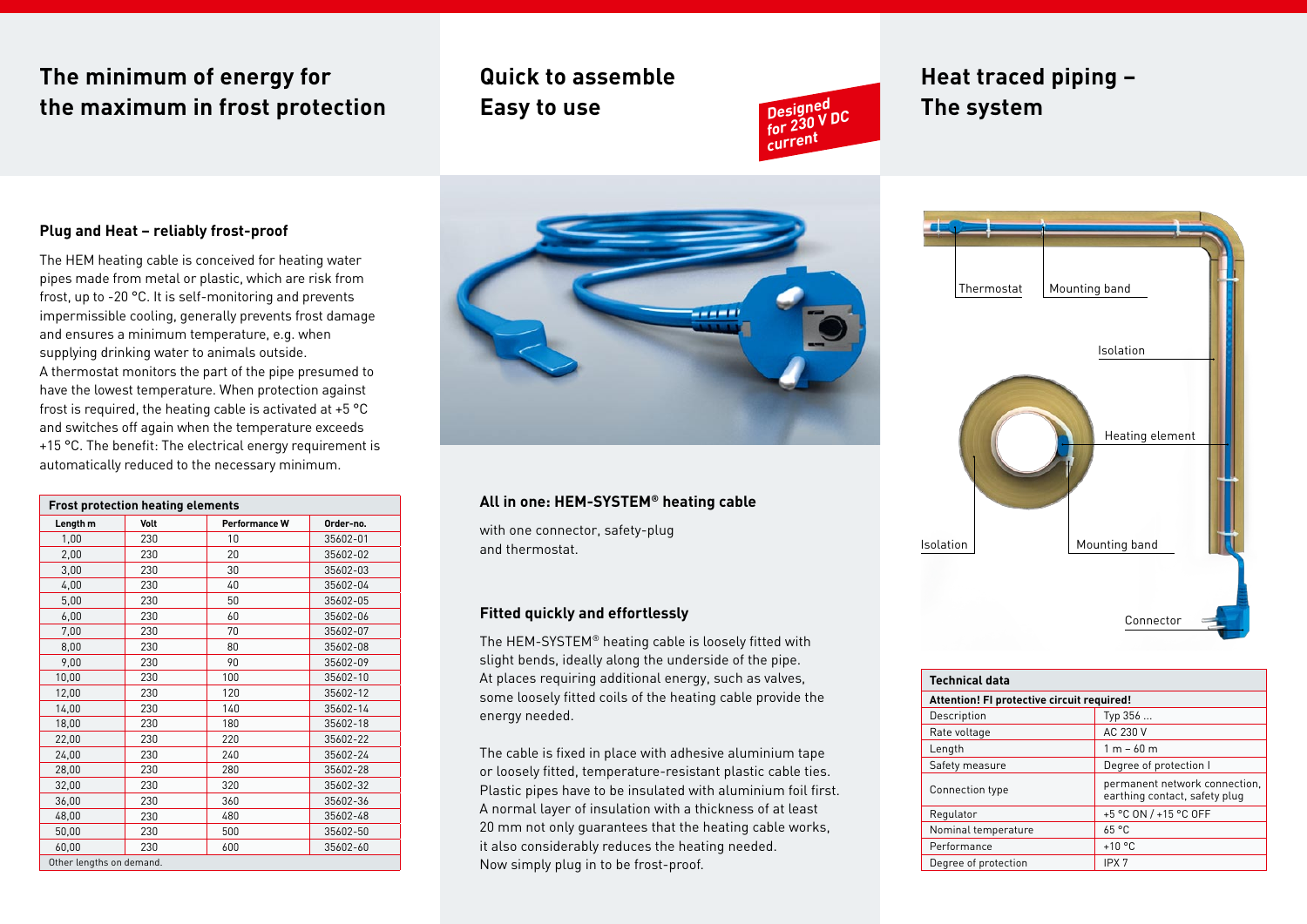## The minimum of energy for the maximum in frost protection

### Plug and Heat – reliably frost-proof

The HEM heating cable is conceived for heating water pipes made from metal or plastic, which are risk from frost, up to -20 °C. It is self-monitoring and prevents impermissible cooling, generally prevents frost damage and ensures a minimum temperature, e.g. when supplying drinking water to animals outside.
A thermostat monitors the part of the pipe presumed to have the lowest temperature. When protection against frost is required, the heating cable is activated at +5 °C and switches off again when the temperature exceeds +15 °C. The benefit: The electrical energy requirement is automatically reduced to the necessary minimum.

**Frost protection heating elements**

| Length m | Volt | Performance W | Order-no. |
|---|---|---|---|
| 1,00 | 230 | 10 | 35602-01 |
| 2,00 | 230 | 20 | 35602-02 |
| 3,00 | 230 | 30 | 35602-03 |
| 4,00 | 230 | 40 | 35602-04 |
| 5,00 | 230 | 50 | 35602-05 |
| 6,00 | 230 | 60 | 35602-06 |
| 7,00 | 230 | 70 | 35602-07 |
| 8,00 | 230 | 80 | 35602-08 |
| 9,00 | 230 | 90 | 35602-09 |
| 10,00 | 230 | 100 | 35602-10 |
| 12,00 | 230 | 120 | 35602-12 |
| 14,00 | 230 | 140 | 35602-14 |
| 18,00 | 230 | 180 | 35602-18 |
| 22,00 | 230 | 220 | 35602-22 |
| 24,00 | 230 | 240 | 35602-24 |
| 28,00 | 230 | 280 | 35602-28 |
| 32,00 | 230 | 320 | 35602-32 |
| 36,00 | 230 | 360 | 35602-36 |
| 48,00 | 230 | 480 | 35602-48 |
| 50,00 | 230 | 500 | 35602-50 |
| 60,00 | 230 | 600 | 35602-60 |

Other lengths on demand.

## Quick to assemble Easy to use

Designed for 230 V DC current

### All in one: HEM-SYSTEM® heating cable

with one connector, safety-plug and thermostat.

### Fitted quickly and effortlessly

The HEM-SYSTEM® heating cable is loosely fitted with slight bends, ideally along the underside of the pipe. At places requiring additional energy, such as valves, some loosely fitted coils of the heating cable provide the energy needed.

The cable is fixed in place with adhesive aluminium tape or loosely fitted, temperature-resistant plastic cable ties. Plastic pipes have to be insulated with aluminium foil first. A normal layer of insulation with a thickness of at least 20 mm not only guarantees that the heating cable works, it also considerably reduces the heating needed.
Now simply plug in to be frost-proof.

## Heat traced piping – The system

Thermostat
Mounting band
Isolation
Heating element
Isolation
Mounting band
Connector

**Technical data**

| Attention! FI protective circuit required! | |
|---|---|
| Description | Typ 356 ... |
| Rate voltage | AC 230 V |
| Length | 1 m – 60 m |
| Safety measure | Degree of protection I |
| Connection type | permanent network connection, earthing contact, safety plug |
| Regulator | +5 °C ON / +15 °C OFF |
| Nominal temperature | 65 °C |
| Performance | +10 °C |
| Degree of protection | IPX 7 |